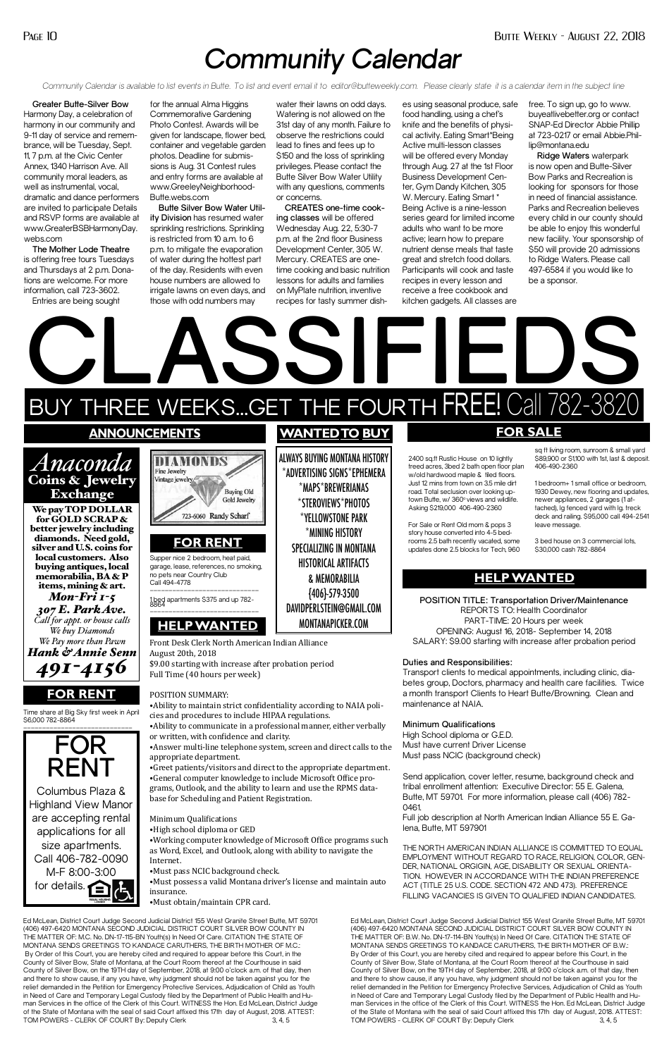# Community Calendar

*Community Calendar is available to list events in Butte. To list and event email it to editor@butteweekly.com. Please clearly state it is a calendar item in the subject line*

**Greater Butte-Silver Bow** Harmony Day, a celebration of harmony in our community and 9-11 day of service and remembrance, will be Tuesday, Sept. 11, 7 p.m. at the Civic Center Annex, 1340 Harrison Ave. All community moral leaders, as well as instrumental, vocal, dramatic and dance performers are invited to participate Details and RSVP forms are available at www.GreaterBSBHarmonyDay.webs.com

**The Mother Lode Theatre** is offering free tours Tuesdays and Thursdays at 2 p.m. Donations are welcome. For more information, call 723-3602.

Entries are being sought for the annual Alma Higgins Commemorative Gardening Photo Contest. Awards will be given for landscape, flower bed, container and vegetable garden photos. Deadline for submissions is Aug. 31. Contest rules and entry forms are available at www.GreeleyNeighborhood-Butte.webs.com

**Butte Silver Bow Water Utility Division** has resumed water sprinkling restrictions. Sprinkling is restricted from 10 a.m. to 6 p.m. to mitigate the evaporation of water during the hottest part of the day. Residents with even house numbers are allowed to irrigate lawns on even days, and those with odd numbers may water their lawns on odd days. Watering is not allowed on the 31st day of any month. Failure to observe the restrictions could lead to fines and fees up to $150 and the loss of sprinkling privileges. Please contact the Butte Silver Bow Water Utility with any questions, comments or concerns.

**CREATES one-time cooking classes** will be offered Wednesday Aug. 22, 5:30-7 p.m. at the 2nd floor Business Development Center, 305 W. Mercury. CREATES are one-time cooking and basic nutrition lessons for adults and families on MyPlate nutrition, inventive recipes for tasty summer dishes using seasonal produce, safe food handling, using a chef's knife and the benefits of physical activity. Eating Smart*Being Active multi-lesson classes will be offered every Monday through Aug. 27 at the 1st Floor Business Development Center, Gym Dandy Kitchen, 305 W. Mercury. Eating Smart * Being Active is a nine-lesson series geard for limited income adults who want to be more active; learn how to prepare nutrient dense meals that taste great and stretch food dollars. Participants will cook and taste recipes in every lesson and receive a free cookbook and kitchen gadgets. All classes are free. To sign up, go to www.buyeatlivebetter.org or contact SNAP-Ed Director Abbie Phillip at 723-0217 or email Abbie.Phillip@montana.edu

**Ridge Waters** waterpark is now open and Butte-Silver Bow Parks and Recreation is looking for sponsors for those in need of financial assistance. Parks and Recreation believes every child in our county should be able to enjoy this wonderful new facility. Your sponsorship of $50 will provide 20 admissions to Ridge Waters. Please call 497-6584 if you would like to be a sponsor.

# CLASSIFIEDS

## BUY THREE WEEKS...GET THE FOURTH FREE! Call 782-3820

## ANNOUNCEMENTS

***Anaconda* Coins & Jewelry Exchange**

**We pay TOP DOLLAR for GOLD SCRAP & better jewelry including diamonds. Need gold, silver and U.S. coins for local customers. Also buying antiques, local memorabilia, BA & P items, mining & art.**

***Mon-Fri 1-5***
***307 E. Park Ave.***
*Call for appt. or house calls*
*We buy Diamonds*
*We Pay more than Pawn*
***Hank & Annie Senn***
***491-4156***

**DIAMONDS**
Fine Jewelry
Vintage jewelry
Buying Old Gold Jewelry
723-6060 Randy Scharf

## FOR RENT

Time share at Big Sky first week in April $6,000 782-8864

**FOR RENT**

Columbus Plaza & Highland View Manor are accepting rental applications for all size apartments. Call 406-782-0090 M-F 8:00-3:00 for details.

## FOR RENT

Supper nice 2 bedroom, heat paid, garage, lease, references, no smoking, no pets near Country Club Call 494-4778

1 bed apartments $375 and up 782-8864

## WANTED TO BUY

ALWAYS BUYING MONTANA HISTORY
*ADVERTISING SIGNS*EPHEMERA
*MAPS*BREWERIANAS
*STEROVIEWS*PHOTOS
*YELLOWSTONE PARK
*MINING HISTORY
SPECIALIZING IN MONTANA HISTORICAL ARTIFACTS & MEMORABILIA
{406}-579-3500
DAVIDPERLSTEIN@GMAIL.COM
MONTANAPICKER.COM

## HELP WANTED

Front Desk Clerk North American Indian Alliance
August 20th, 2018
$9.00 starting with increase after probation period
Full Time (40 hours per week)

POSITION SUMMARY:

- Ability to maintain strict confidentiality according to NAIA policies and procedures to include HIPAA regulations.
- Ability to communicate in a professional manner, either verbally or written, with confidence and clarity.
- Answer multi-line telephone system, screen and direct calls to the appropriate department.
- Greet patients/visitors and direct to the appropriate department.
- General computer knowledge to include Microsoft Office programs, Outlook, and the ability to learn and use the RPMS database for Scheduling and Patient Registration.

Minimum Qualifications

- High school diploma or GED
- Working computer knowledge of Microsoft Office programs such as Word, Excel, and Outlook, along with ability to navigate the Internet.
- Must pass NCIC background check.
- Must possess a valid Montana driver's license and maintain auto insurance.
- Must obtain/maintain CPR card.

## FOR SALE

2400 sq.ft Rustic House on 10 lightly treed acres, 3bed 2 bath open floor plan w/old hardwood maple & tiled floors. Just 12 mins from town on 3.5 mile dirt road. Total seclusion over looking uptown Butte, w/ 360° views and wildlife. Asking $219,000 406-490-2360

For Sale or Rent Old mom & pops 3 story house converted into 4-5 bedrooms 2.5 bath recently vacated, some updates done 2.5 blocks for Tech, 960 sq ft living room, sunroom & small yard $89,900 or $1,100 with 1st, last & deposit. 406-490-2360

1 bedroom+ 1 small office or bedroom, 1930 Dewey, new flooring and updates, newer appliances, 2 garages (1 attached), lg fenced yard with lg. treck deck and railing. $95,000 call 494-2541 leave message.

3 bed house on 3 commercial lots, $30,000 cash 782-8864

## HELP WANTED

**POSITION TITLE: Transportation Driver/Maintenance**
REPORTS TO: Health Coordinator
PART-TIME: 20 Hours per week
OPENING: August 16, 2018- September 14, 2018
SALARY: $9.00 starting with increase after probation period

**Duties and Responsibilities:**

Transport clients to medical appointments, including clinic, diabetes group, Doctors, pharmacy and health care facilities. Twice a month transport Clients to Heart Butte/Browning. Clean and maintenance at NAIA.

**Minimum Qualifications**

High School diploma or G.E.D.
Must have current Driver License
Must pass NCIC (background check)

Send application, cover letter, resume, background check and tribal enrollment attention: Executive Director: 55 E. Galena, Butte, MT 59701. For more information, please call (406) 782-0461.

Full job description at North American Indian Alliance 55 E. Galena, Butte, MT 597901

THE NORTH AMERICAN INDIAN ALLIANCE IS COMMITTED TO EQUAL EMPLOYMENT WITHOUT REGARD TO RACE, RELIGION, COLOR, GENDER, NATIONAL ORGIGIN, AGE, DISABILITY OR SEXUAL ORIENTATION. HOWEVER IN ACCORDANCE WITH THE INDIAN PREFERENCE ACT (TITLE 25 U.S. CODE. SECTION 472 AND 473). PREFERENCE FILLING VACANCIES IS GIVEN TO QUALIFIED INDIAN CANDIDATES.

Ed McLean, District Court Judge Second Judicial District 155 West Granite Street Butte, MT 59701 (406) 497-6420 MONTANA SECOND JUDICIAL DISTRICT COURT SILVER BOW COUNTY IN THE MATTER OF: M.C. No. DN-17-115-BN Youth(s) In Need Of Care. CITATION THE STATE OF MONTANA SENDS GREETINGS TO KANDACE CARUTHERS, THE BIRTH MOTHER OF M.C.: By Order of this Court, you are hereby cited and required to appear before this Court, in the County of Silver Bow, State of Montana, at the Court Room thereof at the Courthouse in said County of Silver Bow, on the 19TH day of September, 2018, at 9:00 o'clock a.m. of that day, then and there to show cause, if any you have, why judgment should not be taken against you for the relief demanded in the Petition for Emergency Protective Services, Adjudication of Child as Youth in Need of Care and Temporary Legal Custody filed by the Department of Public Health and Human Services in the office of the Clerk of this Court. WITNESS the Hon. Ed McLean, District Judge of the State of Montana with the seal of said Court affixed this 17th day of August, 2018. ATTEST: TOM POWERS - CLERK OF COURT By: Deputy Clerk 3, 4, 5

Ed McLean, District Court Judge Second Judicial District 155 West Granite Street Butte, MT 59701 (406) 497-6420 MONTANA SECOND JUDICIAL DISTRICT COURT SILVER BOW COUNTY IN THE MATTER OF: B.W. No. DN-17-114-BN Youth(s) In Need Of Care. CITATION THE STATE OF MONTANA SENDS GREETINGS TO KANDACE CARUTHERS, THE BIRTH MOTHER OF B.W.: By Order of this Court, you are hereby cited and required to appear before this Court, in the County of Silver Bow, State of Montana, at the Court Room thereof at the Courthouse in said County of Silver Bow, on the 19TH day of September, 2018, at 9:00 o'clock a.m. of that day, then and there to show cause, if any you have, why judgment should not be taken against you for the relief demanded in the Petition for Emergency Protective Services, Adjudication of Child as Youth in Need of Care and Temporary Legal Custody filed by the Department of Public Health and Human Services in the office of the Clerk of this Court. WITNESS the Hon. Ed McLean, District Judge of the State of Montana with the seal of said Court affixed this 17th day of August, 2018. ATTEST: TOM POWERS - CLERK OF COURT By: Deputy Clerk 3, 4, 5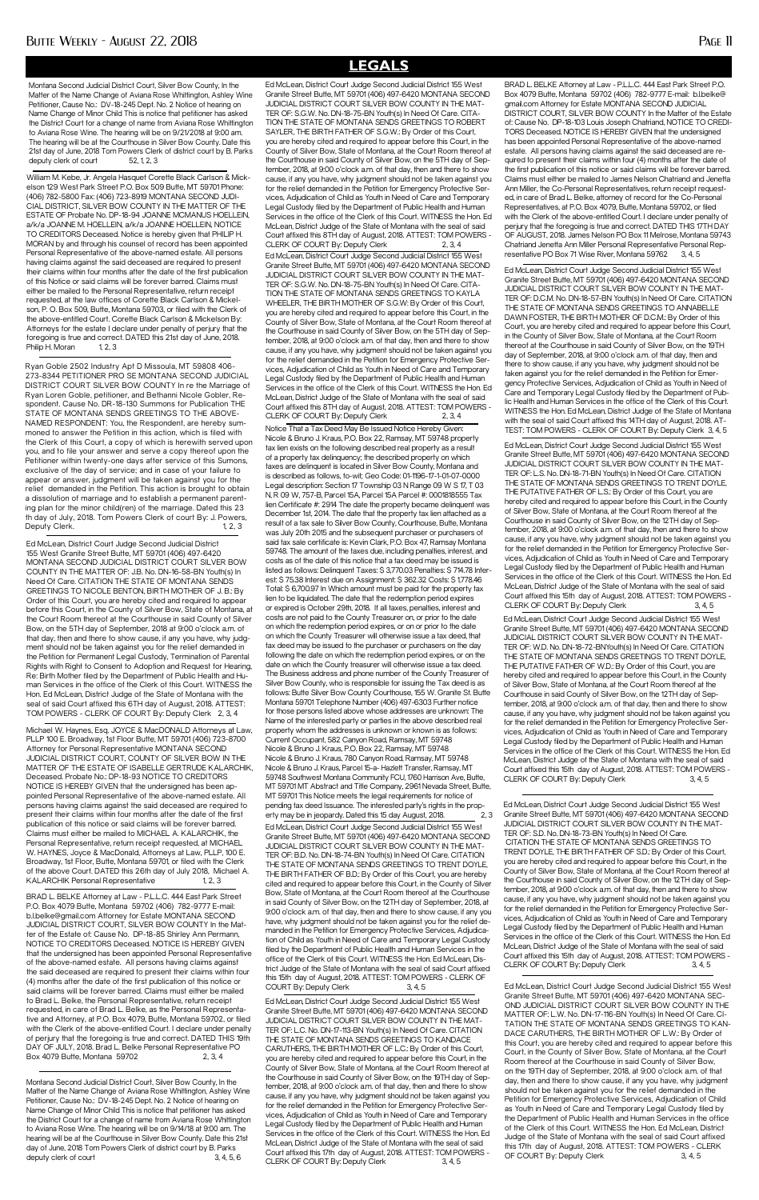# LEGALS

Montana Second Judicial District Court, Silver Bow County, In the Matter of the Name Change of Aviana Rose Whittington, Ashley Wine Petitioner, Cause No.: DV-18-245 Dept. No. 2 Notice of hearing on Name Change of Minor Child This is notice that petitioner has asked the District Court for a change of name from Aviana Rose Whittington to Aviana Rose Wine. The hearing will be on 9/21/2018 at 9:00 am. The hearing will be at the Courthouse in Silver Bow County. Date this 21st day of June, 2018 Tom Powers Clerk of district court by B. Parks deputy clerk of court 52, 1, 2, 3

William M. Kebe, Jr. Angela Hasquet Corette Black Carlson & Mickelson 129 West Park Street P.O. Box 509 Butte, MT 59701 Phone: (406) 782-5800 Fax: (406) 723-8919 MONTANA SECOND JUDICIAL DISTRICT, SILVER BOW COUNTY IN THE MATTER OF THE ESTATE OF Probate No. DP-18-94 JOANNE MCMANUS HOELLEIN, a/k/a JOANNE M. HOELLEIN, a/k/a JOANNE HOELLEIN, NOTICE TO CREDITORS Deceased. Notice is hereby given that PHILIP H. MORAN by and through his counsel of record has been appointed Personal Representative of the above-named estate. All persons having claims against the said deceased are required to present their claims within four months after the date of the first publication of this Notice or said claims will be forever barred. Claims must either be mailed to the Personal Representative, return receipt requested, at the law offices of Corette Black Carlson & Mickelson, P. O. Box 509, Butte, Montana 59703, or filed with the Clerk of the above-entitled Court. Corette Black Carlson & Mickelson By: Attorneys for the estate I declare under penalty of perjury that the foregoing is true and correct. DATED this 21st day of June, 2018. Philip H. Moran 1, 2, 3

Ryan Goble 2502 Industry Apt D Missoula, MT 59808 406-273-8344 PETITIONER PRO SE MONTANA SECOND JUDICIAL DISTRICT COURT SILVER BOW COUNTY In re the Marriage of Ryan Loren Goble, petitioner, and Bethanni Nicole Gobler, Respondent. Cause No. DR-18-130 Summons for Publication THE STATE OF MONTANA SENDS GREETINGS TO THE ABOVE-NAMED RESPONDENT: You, the Respondent, are hereby summoned to answer the Petition in this action, which is filed with the Clerk of this Court, a copy of which is herewith served upon you, and to file your answer and serve a copy thereof upon the Petitioner within twenty-one days after service of this Sumons, exclusive of the day of service; and in case of your failure to appear or answer, judgment will be taken against you for the relief demanded in the Petition. This action is brought to obtain a dissolution of marriage and to establish a permanent parenting plan for the minor child(ren) of the marriage. Dated this 23 th day of July, 2018. Tom Powers Clerk of court By: J. Powers, Deputy Clerk. 1, 2, 3

Ed McLean, District Court Judge Second Judicial District 155 West Granite Street Butte, MT 59701 (406) 497-6420 MONTANA SECOND JUDICIAL DISTRICT COURT SILVER BOW COUNTY IN THE MATTER OF: J.B. No. DN-16-58-BN Youth(s) In Need Of Care. CITATION THE STATE OF MONTANA SENDS GREETINGS TO NICOLE BENTON, BIRTH MOTHER OF J. B.: By Order of this Court, you are hereby cited and required to appear before this Court, in the County of Silver Bow, State of Montana, at the Court Room thereof at the Courthouse in said County of Silver Bow, on the 5TH day of September, 2018 at 9:00 o'clock a.m. of that day, then and there to show cause, if any you have, why judgment should not be taken against you for the relief demanded in the Petition for Permanent Legal Custody, Termination of Parental Rights with Right to Consent to Adoption and Request for Hearing, Re: Birth Mother filed by the Department of Public Health and Human Services in the office of the Clerk of this Court. WITNESS the Hon. Ed McLean, District Judge of the State of Montana with the seal of said Court affixed this 6TH day of August, 2018. ATTEST: TOM POWERS - CLERK OF COURT By: Deputy Clerk 2, 3, 4

Michael W. Haynes, Esq. JOYCE & MacDONALD Attorneys at Law, PLLP 100 E. Broadway, 1st Floor Butte, MT 59701 (406) 723-8700 Attorney for Personal Representative MONTANA SECOND JUDICIAL DISTRICT COURT, COUNTY OF SILVER BOW IN THE MATTER OF THE ESTATE OF ISABELLE GERTRUDE KALARCHIK, Deceased. Probate No.: DP-18-93 NOTICE TO CREDITORS NOTICE IS HEREBY GIVEN that the undersigned has been appointed Personal Representative of the above-named estate. All persons having claims against the said deceased are required to present their claims within four months after the date of the first publication of this notice or said claims will be forever barred. Claims must either be mailed to MICHAEL A. KALARCHIK, the Personal Representative, return receipt requested, at MICHAEL W. HAYNES, Joyce & MacDonald, Attorneys at Law, PLLP, 100 E. Broadway, 1st Floor, Butte, Montana 59701, or filed with the Clerk of the above Court. DATED this 26th day of July 2018, Michael A. KALARCHIK Personal Representative 1, 2, 3

BRAD L. BELKE Attorney at Law - P.L.L.C. 444 East Park Street P.O. Box 4079 Butte, Montana 59702 (406) 782-9777 E-mail: b.l.belke@gmail.com Attorney for Estate MONTANA SECOND JUDICIAL DISTRICT COURT, SILVER BOW COUNTY In the Matter of the Estate of: Cause No. DP-18-85 Shirley Ann Permann, NOTICE TO CREDITORS Deceased. NOTICE IS HEREBY GIVEN that the undersigned has been appointed Personal Representative of the above-named estate. All persons having claims against the said deceased are required to present their claims within four (4) months after the date of the first publication of this notice or said claims will be forever barred. Claims must either be mailed to Brad L. Belke, the Personal Representative, return receipt requested, in care of Brad L. Belke, as the Personal Representative and Attorney, at P.O. Box 4079, Butte, Montana 59702, or filed with the Clerk of the above-entitled Court. I declare under penalty of perjury that the foregoing is true and correct. DATED THIS 19TH DAY OF JULY, 2018. Brad L. Belke Personal Representative PO Box 4079 Butte, Montana 59702 2, 3, 4

Montana Second Judicial District Court, Silver Bow County, In the Matter of the Name Change of Aviana Rose Whittington, Ashley Wine Petitioner, Cause No.: DV-18-245 Dept. No. 2 Notice of hearing on Name Change of Minor Child This is notice that petitioner has asked the District Court for a change of name from Aviana Rose Whittington to Aviana Rose Wine. The hearing will be on 9/14/18 at 9:00 am. The hearing will be at the Courthouse in Silver Bow County. Date this 21st day of June, 2018 Tom Powers Clerk of district court by B. Parks deputy clerk of court 3, 4, 5, 6

Ed McLean, District Court Judge Second Judicial District 155 West Granite Street Butte, MT 59701 (406) 497-6420 MONTANA SECOND JUDICIAL DISTRICT COURT SILVER BOW COUNTY IN THE MATTER OF: S.G.W. No. DN-18-75-BN Youth(s) In Need Of Care. CITATION THE STATE OF MONTANA SENDS GREETINGS TO ROBERT SAYLER, THE BIRTH FATHER OF S.G.W.: By Order of this Court, you are hereby cited and required to appear before this Court, in the County of Silver Bow, State of Montana, at the Court Room thereof at the Courthouse in said County of Silver Bow, on the 5TH day of September, 2018, at 9:00 o'clock a.m. of that day, then and there to show cause, if any you have, why judgment should not be taken against you for the relief demanded in the Petition for Emergency Protective Services, Adjudication of Child as Youth in Need of Care and Temporary Legal Custody filed by the Department of Public Health and Human Services in the office of the Clerk of this Court. WITNESS the Hon. Ed McLean, District Judge of the State of Montana with the seal of said Court affixed this 8TH day of August, 2018. ATTEST: TOM POWERS - CLERK OF COURT By: Deputy Clerk 2, 3, 4

Ed McLean, District Court Judge Second Judicial District 155 West Granite Street Butte, MT 59701 (406) 497-6420 MONTANA SECOND JUDICIAL DISTRICT COURT SILVER BOW COUNTY IN THE MATTER OF: S.G.W. No. DN-18-75-BN Youth(s) In Need Of Care. CITATION THE STATE OF MONTANA SENDS GREETINGS TO KAYLA WHEELER, THE BIRTH MOTHER OF S.G.W: By Order of this Court, you are hereby cited and required to appear before this Court, in the County of Silver Bow, State of Montana, at the Court Room thereof at the Courthouse in said County of Silver Bow, on the 5TH day of September, 2018, at 9:00 o'clock a.m. of that day, then and there to show cause, if any you have, why judgment should not be taken against you for the relief demanded in the Petition for Emergency Protective Services, Adjudication of Child as Youth in Need of Care and Temporary Legal Custody filed by the Department of Public Health and Human Services in the office of the Clerk of this Court. WITNESS the Hon. Ed McLean, District Judge of the State of Montana with the seal of said Court affixed this 8TH day of August, 2018. ATTEST: TOM POWERS - CLERK OF COURT By: Deputy Clerk 2, 3, 4

Notice That a Tax Deed May Be Issued Notice Hereby Given: Nicole & Bruno J. Kraus, P.O. Box 22, Ramsay, MT 59748 property tax lien exists on the following described real property as a result of a property tax delinquency; the described property on which taxes are delinquent is located in Silver Bow County, Montana and is described as follows, to-wit; Geo Code: 01-1196-17-1-01-07-0000 Legal description: Section 17 Township 03 N Range 09 W S 17, T 03 N, R 09 W, 757-B, Parcel 15A, Parcel 15A Parcel #: 0001818555 Tax lien Certificate #: 2914 The date the property became delinquent was December 1st, 2014. The date that the property tax lien attached as a result of a tax sale to Silver Bow County, Courthouse, Butte, Montana was July 20th 2015 and the subsequent purchaser or purchasers of said tax sale certificate is: Kevin Clark, P.O. Box 47, Ramsay Montana 59748. The amount of the taxes due, including penalties, interest, and costs as of the date of this notice that a tax deed may be issued is listed as follows: Delinquent Taxes: $ 3,770.03 Penalties: $ 714.78 Interest: $ 75.38 Interest due on Assignment: $ 362.32 Costs: $ 1,778.46 Total: $ 6,700.97 In Which amount must be paid for the property tax lien to be liquidated. The date that the redemption period expires or expired is October 29th, 2018. If all taxes, penalties, interest and costs are not paid to the County Treasurer on, or prior to the date on which the redemption period expires, or on or prior to the date on which the County Treasurer will otherwise issue a tax deed, that tax deed may be issued to the purchaser or purchasers on the day following the date on which the redemption period expires, or on the date on which the County treasurer will otherwise issue a tax deed. The Business address and phone number of the County Treasurer of Silver Bow County, who is responsible for issuing the Tax deed is as follows: Butte Silver Bow County Courthouse, 155 W. Granite St. Butte Montana 59701 Telephone Number (406) 497-6303 Further notice for those persons listed above whose addresses are unknown: The Name of the interested party or parties in the above described real property whom the addresses is unknown or known is as follows: Current Occupant, 582 Canyon Road, Ramsay, MT 59748 Nicole & Bruno J. Kraus, P.O. Box 22, Ramsay, MT 59748 Nicole & Bruno J. Kraus, 780 Canyon Road, Ramsay, MT 59748 Nicole & Bruno J. Kraus, Parcel 15-a- Hazlett Transfer, Ramsay, MT 59748 Southwest Montana Community FCU, 1760 Harrison Ave, Butte, MT 59701 MT Abstract and Title Company, 2961 Nevada Street, Butte, MT 59701 This Notice meets the legal requirements for notice of pending tax deed issuance. The interested party's rights in the property may be in jeopardy. Dated this 15 day August, 2018. 2, 3

Ed McLean, District Court Judge Second Judicial District 155 West Granite Street Butte, MT 59701 (406) 497-6420 MONTANA SECOND JUDICIAL DISTRICT COURT SILVER BOW COUNTY IN THE MATTER OF: B.D. No. DN-18-74-BN Youth(s) In Need Of Care. CITATION THE STATE OF MONTANA SENDS GREETINGS TO TRENT DOYLE, THE BIRTH FATHER OF B.D.: By Order of this Court, you are hereby cited and required to appear before this Court, in the County of Silver Bow, State of Montana, at the Court Room thereof at the Courthouse in said County of Silver Bow, on the 12TH day of September, 2018, at 9:00 o'clock a.m. of that day, then and there to show cause, if any you have, why judgment should not be taken against you for the relief demanded in the Petition for Emergency Protective Services, Adjudication of Child as Youth in Need of Care and Temporary Legal Custody filed by the Department of Public Health and Human Services in the office of the Clerk of this Court. WITNESS the Hon. Ed McLean, District Judge of the State of Montana with the seal of said Court affixed this 15th day of August, 2018. ATTEST: TOM POWERS - CLERK OF COURT By: Deputy Clerk 3, 4, 5

Ed McLean, District Court Judge Second Judicial District 155 West Granite Street Butte, MT 59701 (406) 497-6420 MONTANA SECOND JUDICIAL DISTRICT COURT SILVER BOW COUNTY IN THE MATTER OF: L.C. No. DN-17-113-BN Youth(s) In Need Of Care. CITATION THE STATE OF MONTANA SENDS GREETINGS TO KANDACE CARUTHERS, THE BIRTH MOTHER OF L.C.: By Order of this Court, you are hereby cited and required to appear before this Court, in the County of Silver Bow, State of Montana, at the Court Room thereof at the Courthouse in said County of Silver Bow, on the 19TH day of September, 2018, at 9:00 o'clock a.m. of that day, then and there to show cause, if any you have, why judgment should not be taken against you for the relief demanded in the Petition for Emergency Protective Services, Adjudication of Child as Youth in Need of Care and Temporary Legal Custody filed by the Department of Public Health and Human Services in the office of the Clerk of this Court. WITNESS the Hon. Ed McLean, District Judge of the State of Montana with the seal of said Court affixed this 17th day of August, 2018. ATTEST: TOM POWERS - CLERK OF COURT By: Deputy Clerk 3, 4, 5

BRAD L. BELKE Attorney at Law - P.L.L.C. 444 East Park Street P.O. Box 4079 Butte, Montana 59702 (406) 782-9777 E-mail: b.l.belke@gmail.com Attorney for Estate MONTANA SECOND JUDICIAL DISTRICT COURT, SILVER BOW COUNTY In the Matter of the Estate of: Cause No. DP-18-103 Louis Joseph Chatriand, NOTICE TO CREDITORS Deceased. NOTICE IS HEREBY GIVEN that the undersigned has been appointed Personal Representative of the above-named estate. All persons having claims against the said deceased are required to present their claims within four (4) months after the date of the first publication of this notice or said claims will be forever barred. Claims must either be mailed to James Nelson Chatriand and Jenetta Ann Miller, the Co-Personal Representatives, return receipt requested, in care of Brad L. Belke, attorney of record for the Co-Personal Representatives, at P.O. Box 4079, Butte, Montana 59702, or filed with the Clerk of the above-entitled Court. I declare under penalty of perjury that the foregoing is true and correct. DATED THIS 17TH DAY OF AUGUST, 2018. James Nelson PO Box 11 Melrose, Montana 59743 Chatriand Jenetta Ann Miller Personal Representative Personal Representative PO Box 71 Wise River, Montana 59762 3, 4, 5

Ed McLean, District Court Judge Second Judicial District 155 West Granite Street Butte, MT 59701 (406) 497-6420 MONTANA SECOND JUDICIAL DISTRICT COURT SILVER BOW COUNTY IN THE MATTER OF: D.C.M. No. DN-18-57-BN Youth(s) In Need Of Care. CITATION THE STATE OF MONTANA SENDS GREETINGS TO ANNABELLE DAWN FOSTER, THE BIRTH MOTHER OF D.C.M.: By Order of this Court, you are hereby cited and required to appear before this Court, in the County of Silver Bow, State of Montana, at the Court Room thereof at the Courthouse in said County of Silver Bow, on the 19TH day of September, 2018, at 9:00 o'clock a.m. of that day, then and there to show cause, if any you have, why judgment should not be taken against you for the relief demanded in the Petition for Emergency Protective Services, Adjudication of Child as Youth in Need of Care and Temporary Legal Custody filed by the Department of Public Health and Human Services in the office of the Clerk of this Court. WITNESS the Hon. Ed McLean, District Judge of the State of Montana with the seal of said Court affixed this 14TH day of August, 2018. ATTEST: TOM POWERS - CLERK OF COURT By: Deputy Clerk 3, 4, 5

Ed McLean, District Court Judge Second Judicial District 155 West Granite Street Butte, MT 59701 (406) 497-6420 MONTANA SECOND JUDICIAL DISTRICT COURT SILVER BOW COUNTY IN THE MATTER OF: L.S. No. DN-18-71-BN Youth(s) In Need Of Care. CITATION THE STATE OF MONTANA SENDS GREETINGS TO TRENT DOYLE, THE PUTATIVE FATHER OF L.S.: By Order of this Court, you are hereby cited and required to appear before this Court, in the County of Silver Bow, State of Montana, at the Court Room thereof at the Courthouse in said County of Silver Bow, on the 12TH day of September, 2018, at 9:00 o'clock a.m. of that day, then and there to show cause, if any you have, why judgment should not be taken against you for the relief demanded in the Petition for Emergency Protective Services, Adjudication of Child as Youth in Need of Care and Temporary Legal Custody filed by the Department of Public Health and Human Services in the office of the Clerk of this Court. WITNESS the Hon. Ed McLean, District Judge of the State of Montana with the seal of said Court affixed this 15th day of August, 2018. ATTEST: TOM POWERS - CLERK OF COURT By: Deputy Clerk 3, 4, 5

Ed McLean, District Court Judge Second Judicial District 155 West Granite Street Butte, MT 59701 (406) 497-6420 MONTANA SECOND JUDICIAL DISTRICT COURT SILVER BOW COUNTY IN THE MATTER OF: W.D. No. DN-18-72-BNYouth(s) In Need Of Care. CITATION THE STATE OF MONTANA SENDS GREETINGS TO TRENT DOYLE, THE PUTATIVE FATHER OF W.D.: By Order of this Court, you are hereby cited and required to appear before this Court, in the County of Silver Bow, State of Montana, at the Court Room thereof at the Courthouse in said County of Silver Bow, on the 12TH day of September, 2018, at 9:00 o'clock a.m. of that day, then and there to show cause, if any you have, why judgment should not be taken against you for the relief demanded in the Petition for Emergency Protective Services, Adjudication of Child as Youth in Need of Care and Temporary Legal Custody filed by the Department of Public Health and Human Services in the office of the Clerk of this Court. WITNESS the Hon. Ed McLean, District Judge of the State of Montana with the seal of said Court affixed this 15th day of August, 2018. ATTEST: TOM POWERS - CLERK OF COURT By: Deputy Clerk 3, 4, 5

Ed McLean, District Court Judge Second Judicial District 155 West Granite Street Butte, MT 59701 (406) 497-6420 MONTANA SECOND JUDICIAL DISTRICT COURT SILVER BOW COUNTY IN THE MATTER OF: S.D. No. DN-18-73-BN Youth(s) In Need Of Care. CITATION THE STATE OF MONTANA SENDS GREETINGS TO TRENT DOYLE, THE BIRTH FATHER OF S.D.: By Order of this Court, you are hereby cited and required to appear before this Court, in the County of Silver Bow, State of Montana, at the Court Room thereof at the Courthouse in said County of Silver Bow, on the 12TH day of September, 2018, at 9:00 o'clock a.m. of that day, then and there to show cause, if any you have, why judgment should not be taken against you for the relief demanded in the Petition for Emergency Protective Services, Adjudication of Child as Youth in Need of Care and Temporary Legal Custody filed by the Department of Public Health and Human Services in the office of the Clerk of this Court. WITNESS the Hon. Ed McLean, District Judge of the State of Montana with the seal of said Court affixed this 15th day of August, 2018. ATTEST: TOM POWERS - CLERK OF COURT By: Deputy Clerk 3, 4, 5

Ed McLean, District Court Judge Second Judicial District 155 West Granite Street Butte, MT 59701 (406) 497-6420 MONTANA SECOND JUDICIAL DISTRICT COURT SILVER BOW COUNTY IN THE MATTER OF: L.W. No. DN-17-116-BN Youth(s) In Need Of Care. CITATION THE STATE OF MONTANA SENDS GREETINGS TO KANDACE CARUTHERS, THE BIRTH MOTHER OF L.W.: By Order of this Court, you are hereby cited and required to appear before this Court, in the County of Silver Bow, State of Montana, at the Court Room thereof at the Courthouse in said County of Silver Bow, on the 19TH day of September, 2018, at 9:00 o'clock a.m. of that day, then and there to show cause, if any you have, why judgment should not be taken against you for the relief demanded in the Petition for Emergency Protective Services, Adjudication of Child as Youth in Need of Care and Temporary Legal Custody filed by the Department of Public Health and Human Services in the office of the Clerk of this Court. WITNESS the Hon. Ed McLean, District Judge of the State of Montana with the seal of said Court affixed this 17th day of August, 2018. ATTEST: TOM POWERS - CLERK OF COURT By: Deputy Clerk 3, 4, 5